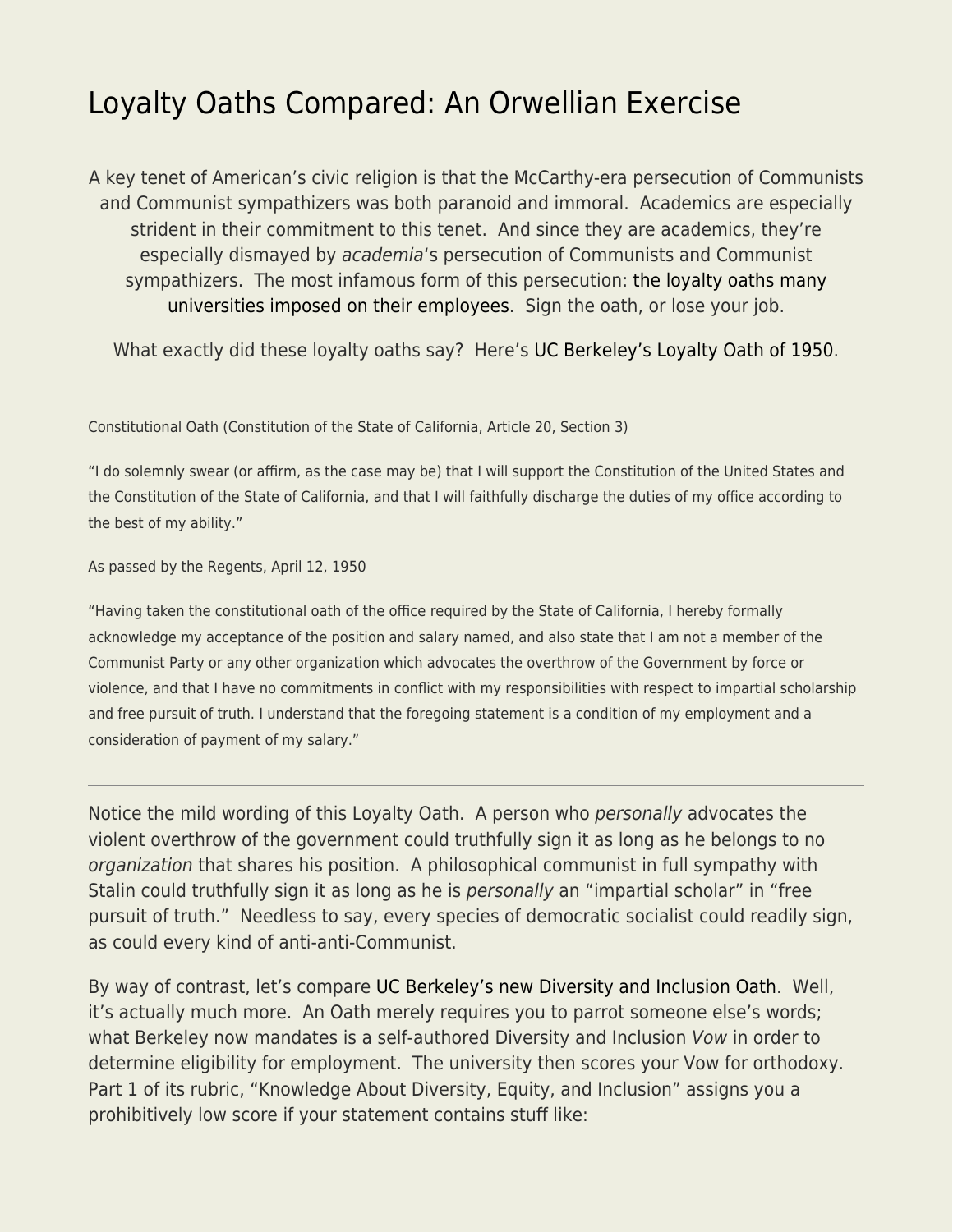# Loyalty Oaths Compared: An Orwellian Exercise

A key tenet of American's civic religion is that the McCarthy-era persecution of Communists and Communist sympathizers was both paranoid and immoral. Academics are especially strident in their commitment to this tenet. And since they are academics, they're especially dismayed by *academia*'s persecution of Communists and Communist sympathizers. The most infamous form of this persecution: the loyalty oaths many universities imposed on their employees. Sign the oath, or lose your job.

What exactly did these loyalty oaths say? Here's UC Berkeley's Loyalty Oath of 1950.

---

Constitutional Oath (Constitution of the State of California, Article 20, Section 3)

"I do solemnly swear (or affirm, as the case may be) that I will support the Constitution of the United States and the Constitution of the State of California, and that I will faithfully discharge the duties of my office according to the best of my ability."

As passed by the Regents, April 12, 1950

"Having taken the constitutional oath of the office required by the State of California, I hereby formally acknowledge my acceptance of the position and salary named, and also state that I am not a member of the Communist Party or any other organization which advocates the overthrow of the Government by force or violence, and that I have no commitments in conflict with my responsibilities with respect to impartial scholarship and free pursuit of truth. I understand that the foregoing statement is a condition of my employment and a consideration of payment of my salary."

---

Notice the mild wording of this Loyalty Oath. A person who *personally* advocates the violent overthrow of the government could truthfully sign it as long as he belongs to no *organization* that shares his position. A philosophical communist in full sympathy with Stalin could truthfully sign it as long as he is *personally* an "impartial scholar" in "free pursuit of truth." Needless to say, every species of democratic socialist could readily sign, as could every kind of anti-anti-Communist.

By way of contrast, let's compare UC Berkeley's new Diversity and Inclusion Oath. Well, it's actually much more. An Oath merely requires you to parrot someone else's words; what Berkeley now mandates is a self-authored Diversity and Inclusion *Vow* in order to determine eligibility for employment. The university then scores your Vow for orthodoxy. Part 1 of its rubric, "Knowledge About Diversity, Equity, and Inclusion" assigns you a prohibitively low score if your statement contains stuff like: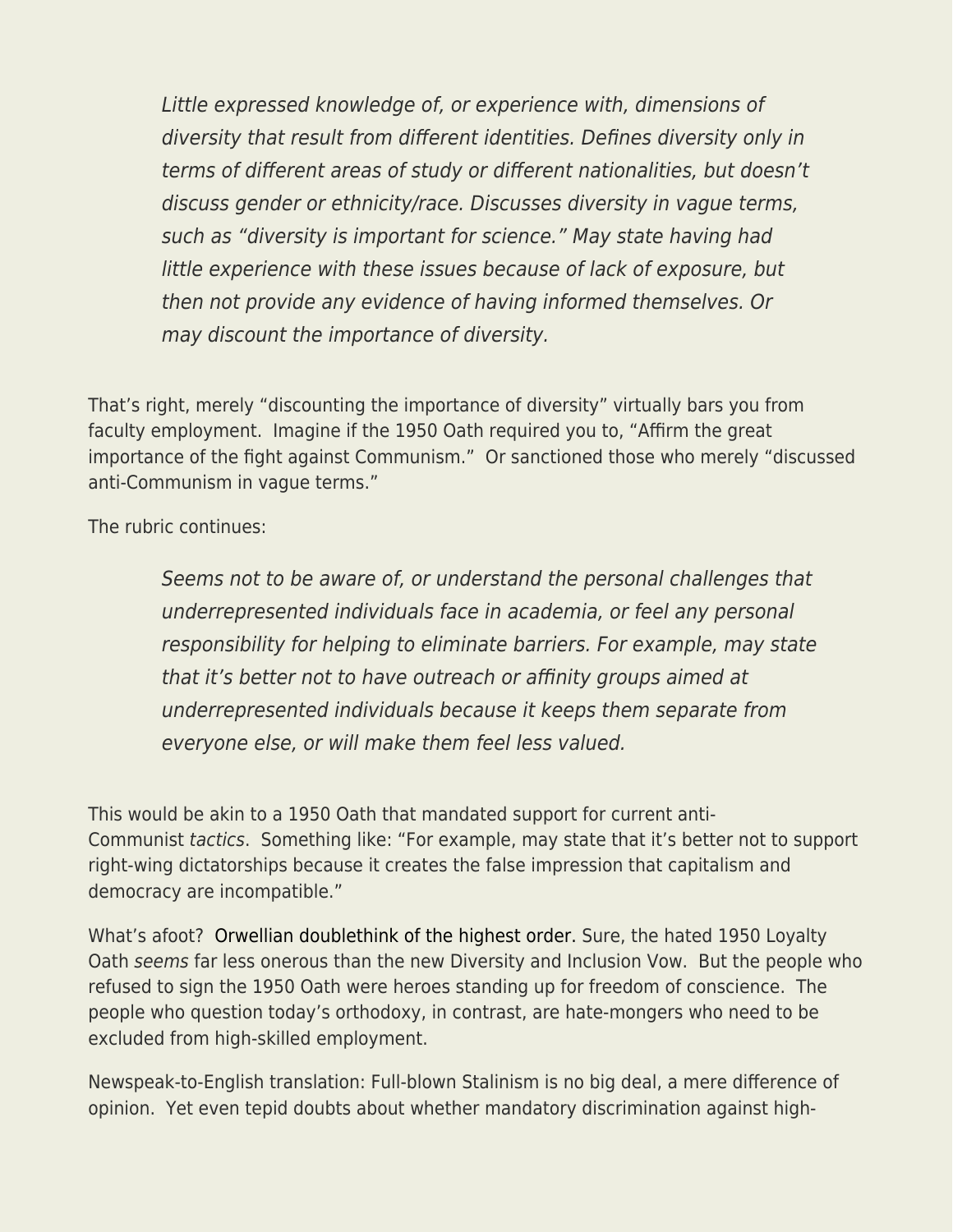> *Little expressed knowledge of, or experience with, dimensions of diversity that result from different identities. Defines diversity only in terms of different areas of study or different nationalities, but doesn't discuss gender or ethnicity/race. Discusses diversity in vague terms, such as "diversity is important for science." May state having had little experience with these issues because of lack of exposure, but then not provide any evidence of having informed themselves. Or may discount the importance of diversity.*

That's right, merely "discounting the importance of diversity" virtually bars you from faculty employment. Imagine if the 1950 Oath required you to, "Affirm the great importance of the fight against Communism." Or sanctioned those who merely "discussed anti-Communism in vague terms."

The rubric continues:

> *Seems not to be aware of, or understand the personal challenges that underrepresented individuals face in academia, or feel any personal responsibility for helping to eliminate barriers. For example, may state that it's better not to have outreach or affinity groups aimed at underrepresented individuals because it keeps them separate from everyone else, or will make them feel less valued.*

This would be akin to a 1950 Oath that mandated support for current anti-Communist *tactics*. Something like: "For example, may state that it's better not to support right-wing dictatorships because it creates the false impression that capitalism and democracy are incompatible."

What's afoot? Orwellian doublethink of the highest order. Sure, the hated 1950 Loyalty Oath *seems* far less onerous than the new Diversity and Inclusion Vow. But the people who refused to sign the 1950 Oath were heroes standing up for freedom of conscience. The people who question today's orthodoxy, in contrast, are hate-mongers who need to be excluded from high-skilled employment.

Newspeak-to-English translation: Full-blown Stalinism is no big deal, a mere difference of opinion. Yet even tepid doubts about whether mandatory discrimination against high-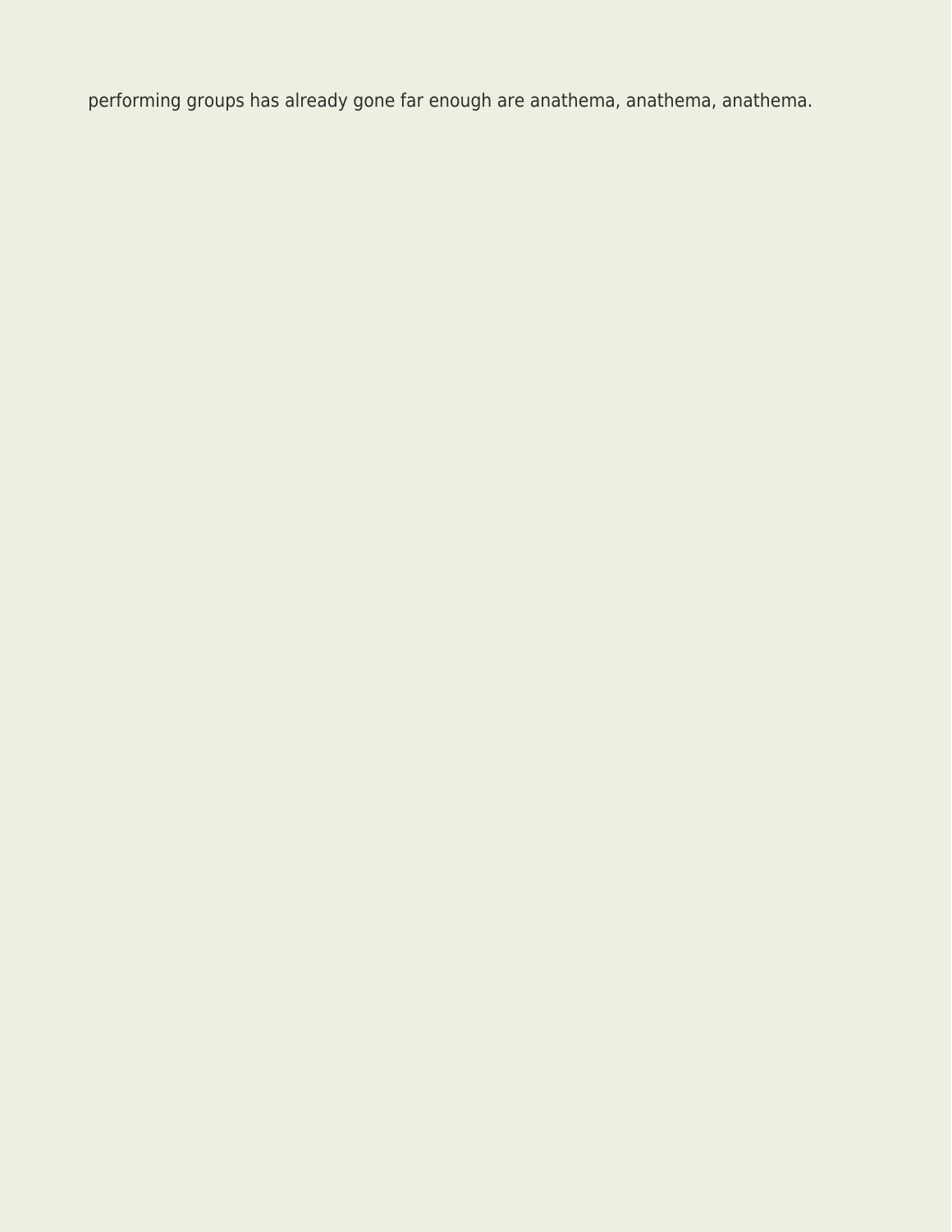performing groups has already gone far enough are anathema, anathema, anathema.